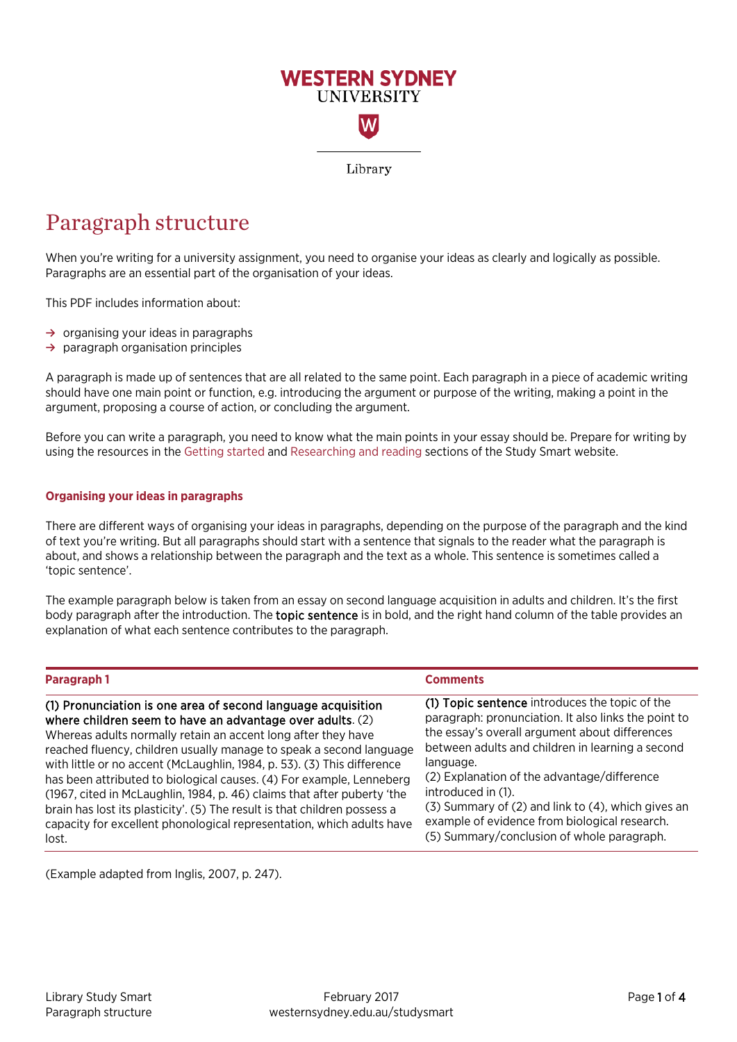WESTERN SYDNEY UNIVERSITY

Library

# Paragraph structure

When you're writing for a university assignment, you need to organise your ideas as clearly and logically as possible. Paragraphs are an essential part of the organisation of your ideas.

This PDF includes information about:

- organising your ideas in paragraphs
- paragraph organisation principles

A paragraph is made up of sentences that are all related to the same point. Each paragraph in a piece of academic writing should have one main point or function, e.g. introducing the argument or purpose of the writing, making a point in the argument, proposing a course of action, or concluding the argument.

Before you can write a paragraph, you need to know what the main points in your essay should be. Prepare for writing by using the resources in the Getting started and Researching and reading sections of the Study Smart website.

## Organising your ideas in paragraphs

There are different ways of organising your ideas in paragraphs, depending on the purpose of the paragraph and the kind of text you're writing. But all paragraphs should start with a sentence that signals to the reader what the paragraph is about, and shows a relationship between the paragraph and the text as a whole. This sentence is sometimes called a 'topic sentence'.

The example paragraph below is taken from an essay on second language acquisition in adults and children. It's the first body paragraph after the introduction. The **topic sentence** is in bold, and the right hand column of the table provides an explanation of what each sentence contributes to the paragraph.

| Paragraph 1 | Comments |
|---|---|
| **(1) Pronunciation is one area of second language acquisition where children seem to have an advantage over adults**. (2) Whereas adults normally retain an accent long after they have reached fluency, children usually manage to speak a second language with little or no accent (McLaughlin, 1984, p. 53). (3) This difference has been attributed to biological causes. (4) For example, Lenneberg (1967, cited in McLaughlin, 1984, p. 46) claims that after puberty 'the brain has lost its plasticity'. (5) The result is that children possess a capacity for excellent phonological representation, which adults have lost. | **(1) Topic sentence** introduces the topic of the paragraph: pronunciation. It also links the point to the essay's overall argument about differences between adults and children in learning a second language.<br>(2) Explanation of the advantage/difference introduced in (1).<br>(3) Summary of (2) and link to (4), which gives an example of evidence from biological research.<br>(5) Summary/conclusion of whole paragraph. |

(Example adapted from Inglis, 2007, p. 247).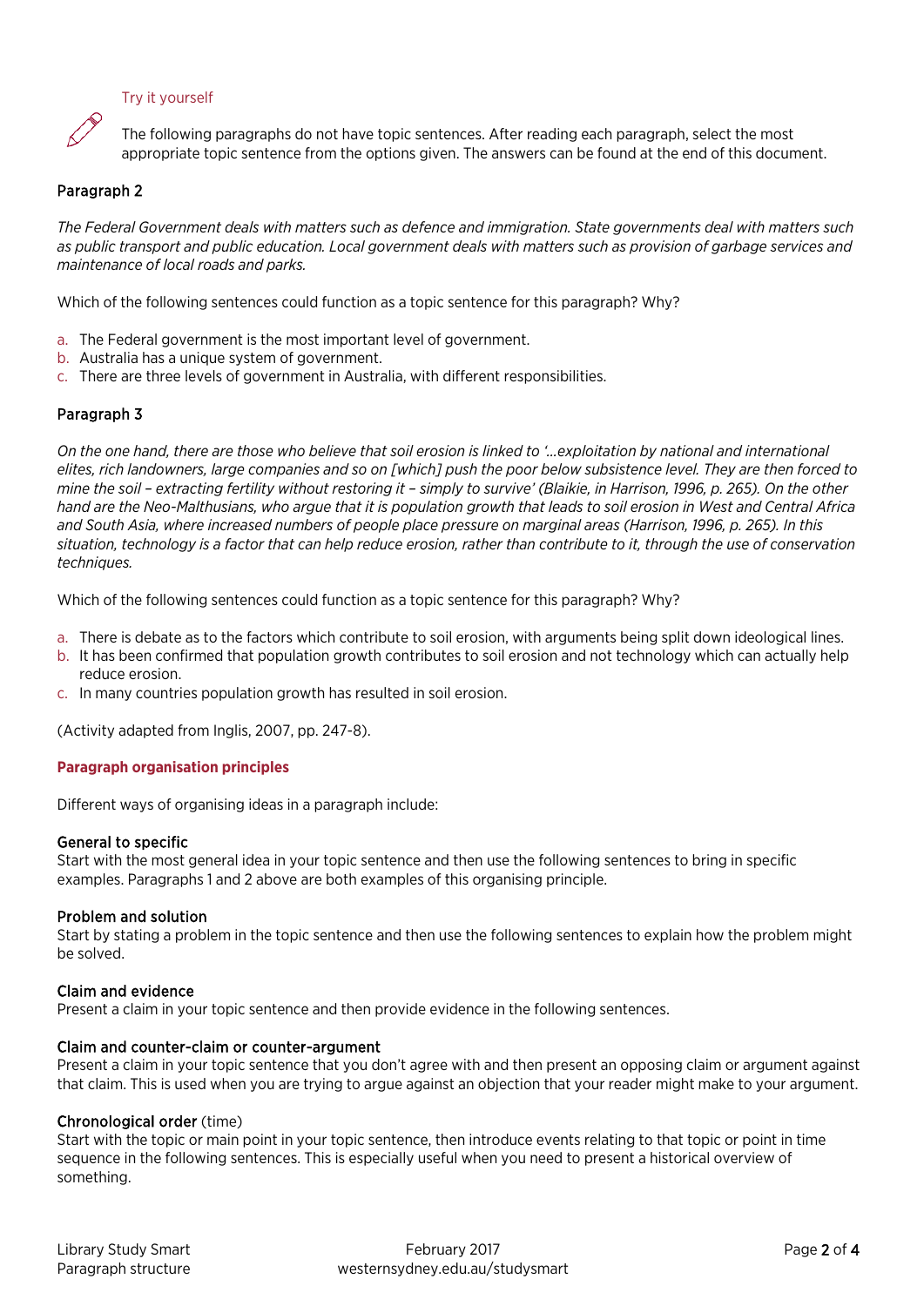Try it yourself

The following paragraphs do not have topic sentences. After reading each paragraph, select the most appropriate topic sentence from the options given. The answers can be found at the end of this document.

### Paragraph 2

*The Federal Government deals with matters such as defence and immigration. State governments deal with matters such as public transport and public education. Local government deals with matters such as provision of garbage services and maintenance of local roads and parks.*

Which of the following sentences could function as a topic sentence for this paragraph? Why?

a. The Federal government is the most important level of government.
b. Australia has a unique system of government.
c. There are three levels of government in Australia, with different responsibilities.

### Paragraph 3

*On the one hand, there are those who believe that soil erosion is linked to '…exploitation by national and international elites, rich landowners, large companies and so on [which] push the poor below subsistence level. They are then forced to mine the soil – extracting fertility without restoring it – simply to survive' (Blaikie, in Harrison, 1996, p. 265). On the other hand are the Neo-Malthusians, who argue that it is population growth that leads to soil erosion in West and Central Africa and South Asia, where increased numbers of people place pressure on marginal areas (Harrison, 1996, p. 265). In this situation, technology is a factor that can help reduce erosion, rather than contribute to it, through the use of conservation techniques.*

Which of the following sentences could function as a topic sentence for this paragraph? Why?

a. There is debate as to the factors which contribute to soil erosion, with arguments being split down ideological lines.
b. It has been confirmed that population growth contributes to soil erosion and not technology which can actually help reduce erosion.
c. In many countries population growth has resulted in soil erosion.

(Activity adapted from Inglis, 2007, pp. 247-8).

## Paragraph organisation principles

Different ways of organising ideas in a paragraph include:

### General to specific

Start with the most general idea in your topic sentence and then use the following sentences to bring in specific examples. Paragraphs 1 and 2 above are both examples of this organising principle.

### Problem and solution

Start by stating a problem in the topic sentence and then use the following sentences to explain how the problem might be solved.

### Claim and evidence

Present a claim in your topic sentence and then provide evidence in the following sentences.

### Claim and counter-claim or counter-argument

Present a claim in your topic sentence that you don't agree with and then present an opposing claim or argument against that claim. This is used when you are trying to argue against an objection that your reader might make to your argument.

### Chronological order (time)

Start with the topic or main point in your topic sentence, then introduce events relating to that topic or point in time sequence in the following sentences. This is especially useful when you need to present a historical overview of something.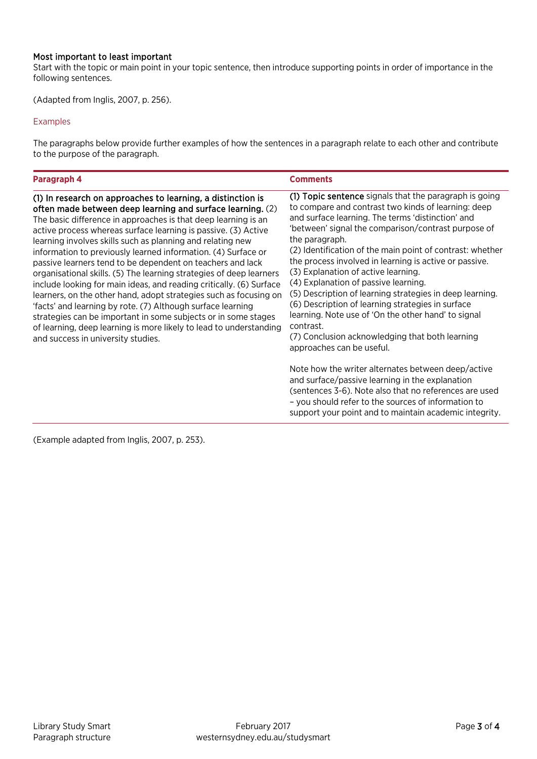### Most important to least important

Start with the topic or main point in your topic sentence, then introduce supporting points in order of importance in the following sentences.

(Adapted from Inglis, 2007, p. 256).

## Examples

The paragraphs below provide further examples of how the sentences in a paragraph relate to each other and contribute to the purpose of the paragraph.

| Paragraph 4 | Comments |
| --- | --- |
| **(1) In research on approaches to learning, a distinction is often made between deep learning and surface learning.** (2) The basic difference in approaches is that deep learning is an active process whereas surface learning is passive. (3) Active learning involves skills such as planning and relating new information to previously learned information. (4) Surface or passive learners tend to be dependent on teachers and lack organisational skills. (5) The learning strategies of deep learners include looking for main ideas, and reading critically. (6) Surface learners, on the other hand, adopt strategies such as focusing on 'facts' and learning by rote. (7) Although surface learning strategies can be important in some subjects or in some stages of learning, deep learning is more likely to lead to understanding and success in university studies. | **(1) Topic sentence** signals that the paragraph is going to compare and contrast two kinds of learning: deep and surface learning. The terms 'distinction' and 'between' signal the comparison/contrast purpose of the paragraph.<br>(2) Identification of the main point of contrast: whether the process involved in learning is active or passive.<br>(3) Explanation of active learning.<br>(4) Explanation of passive learning.<br>(5) Description of learning strategies in deep learning.<br>(6) Description of learning strategies in surface learning. Note use of 'On the other hand' to signal contrast.<br>(7) Conclusion acknowledging that both learning approaches can be useful.<br><br>Note how the writer alternates between deep/active and surface/passive learning in the explanation (sentences 3-6). Note also that no references are used – you should refer to the sources of information to support your point and to maintain academic integrity. |

(Example adapted from Inglis, 2007, p. 253).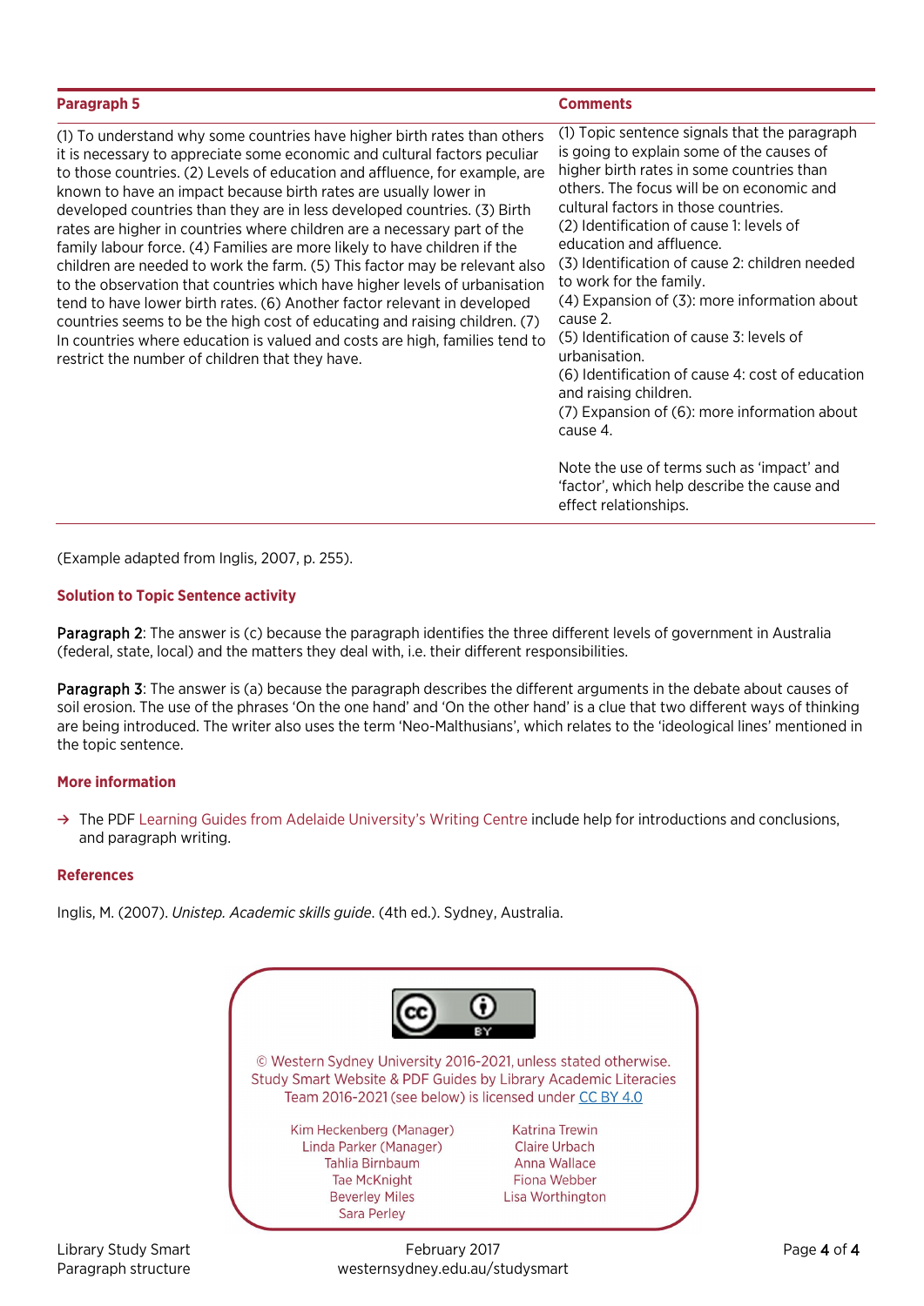| Paragraph 5 | Comments |
|---|---|
| (1) To understand why some countries have higher birth rates than others it is necessary to appreciate some economic and cultural factors peculiar to those countries. (2) Levels of education and affluence, for example, are known to have an impact because birth rates are usually lower in developed countries than they are in less developed countries. (3) Birth rates are higher in countries where children are a necessary part of the family labour force. (4) Families are more likely to have children if the children are needed to work the farm. (5) This factor may be relevant also to the observation that countries which have higher levels of urbanisation tend to have lower birth rates. (6) Another factor relevant in developed countries seems to be the high cost of educating and raising children. (7) In countries where education is valued and costs are high, families tend to restrict the number of children that they have. | (1) Topic sentence signals that the paragraph is going to explain some of the causes of higher birth rates in some countries than others. The focus will be on economic and cultural factors in those countries.<br>(2) Identification of cause 1: levels of education and affluence.<br>(3) Identification of cause 2: children needed to work for the family.<br>(4) Expansion of (3): more information about cause 2.<br>(5) Identification of cause 3: levels of urbanisation.<br>(6) Identification of cause 4: cost of education and raising children.<br>(7) Expansion of (6): more information about cause 4.<br><br>Note the use of terms such as 'impact' and 'factor', which help describe the cause and effect relationships. |

(Example adapted from Inglis, 2007, p. 255).

## Solution to Topic Sentence activity

Paragraph 2: The answer is (c) because the paragraph identifies the three different levels of government in Australia (federal, state, local) and the matters they deal with, i.e. their different responsibilities.

Paragraph 3: The answer is (a) because the paragraph describes the different arguments in the debate about causes of soil erosion. The use of the phrases 'On the one hand' and 'On the other hand' is a clue that two different ways of thinking are being introduced. The writer also uses the term 'Neo-Malthusians', which relates to the 'ideological lines' mentioned in the topic sentence.

## More information

→ The PDF Learning Guides from Adelaide University's Writing Centre include help for introductions and conclusions, and paragraph writing.

## References

Inglis, M. (2007). *Unistep. Academic skills guide*. (4th ed.). Sydney, Australia.

© Western Sydney University 2016-2021, unless stated otherwise.
Study Smart Website & PDF Guides by Library Academic Literacies Team 2016-2021 (see below) is licensed under CC BY 4.0

Kim Heckenberg (Manager)
Linda Parker (Manager)
Tahlia Birnbaum
Tae McKnight
Beverley Miles
Sara Perley
Katrina Trewin
Claire Urbach
Anna Wallace
Fiona Webber
Lisa Worthington